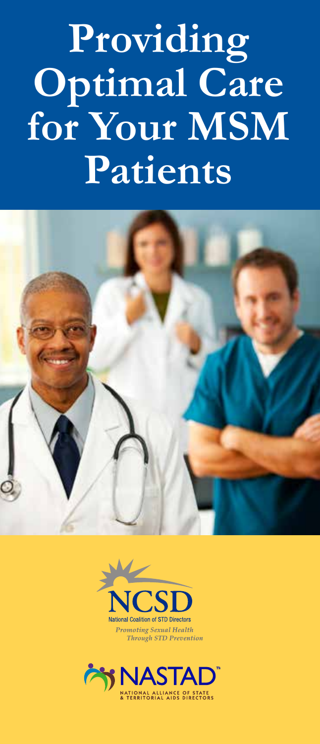# Providing Optimal Care for Your MSM Patients

NCSD

National Coalition of STD Directors

*Promoting Sexual Health Through STD Prevention*

NASTAD™

NATIONAL ALLIANCE OF STATE & TERRITORIAL AIDS DIRECTORS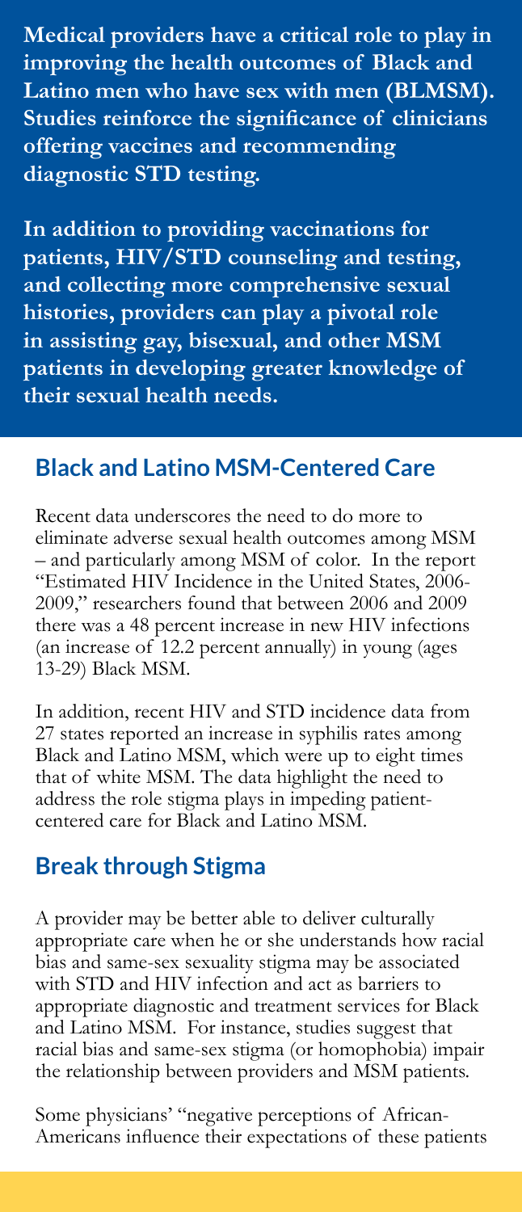**Medical providers have a critical role to play in improving the health outcomes of Black and Latino men who have sex with men (BLMSM). Studies reinforce the significance of clinicians offering vaccines and recommending diagnostic STD testing.**

**In addition to providing vaccinations for patients, HIV/STD counseling and testing, and collecting more comprehensive sexual histories, providers can play a pivotal role in assisting gay, bisexual, and other MSM patients in developing greater knowledge of their sexual health needs.**

## Black and Latino MSM-Centered Care

Recent data underscores the need to do more to eliminate adverse sexual health outcomes among MSM – and particularly among MSM of color. In the report "Estimated HIV Incidence in the United States, 2006-2009," researchers found that between 2006 and 2009 there was a 48 percent increase in new HIV infections (an increase of 12.2 percent annually) in young (ages 13-29) Black MSM.

In addition, recent HIV and STD incidence data from 27 states reported an increase in syphilis rates among Black and Latino MSM, which were up to eight times that of white MSM. The data highlight the need to address the role stigma plays in impeding patient-centered care for Black and Latino MSM.

## Break through Stigma

A provider may be better able to deliver culturally appropriate care when he or she understands how racial bias and same-sex sexuality stigma may be associated with STD and HIV infection and act as barriers to appropriate diagnostic and treatment services for Black and Latino MSM. For instance, studies suggest that racial bias and same-sex stigma (or homophobia) impair the relationship between providers and MSM patients.

Some physicians' "negative perceptions of African-Americans influence their expectations of these patients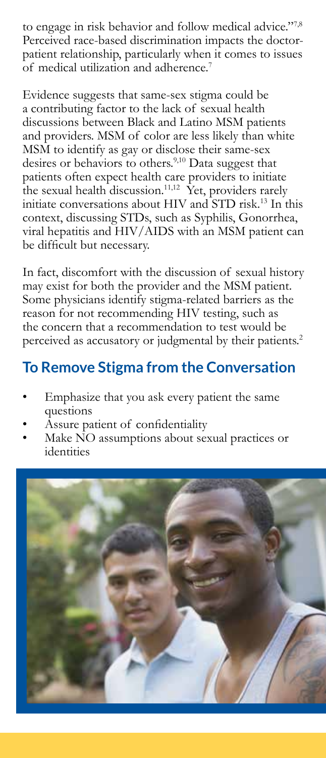to engage in risk behavior and follow medical advice."[7,8] Perceived race-based discrimination impacts the doctor-patient relationship, particularly when it comes to issues of medical utilization and adherence.[7]

Evidence suggests that same-sex stigma could be a contributing factor to the lack of sexual health discussions between Black and Latino MSM patients and providers. MSM of color are less likely than white MSM to identify as gay or disclose their same-sex desires or behaviors to others.[9,10] Data suggest that patients often expect health care providers to initiate the sexual health discussion.[11,12] Yet, providers rarely initiate conversations about HIV and STD risk.[13] In this context, discussing STDs, such as Syphilis, Gonorrhea, viral hepatitis and HIV/AIDS with an MSM patient can be difficult but necessary.

In fact, discomfort with the discussion of sexual history may exist for both the provider and the MSM patient. Some physicians identify stigma-related barriers as the reason for not recommending HIV testing, such as the concern that a recommendation to test would be perceived as accusatory or judgmental by their patients.[2]

## To Remove Stigma from the Conversation

- Emphasize that you ask every patient the same questions
- Assure patient of confidentiality
- Make NO assumptions about sexual practices or identities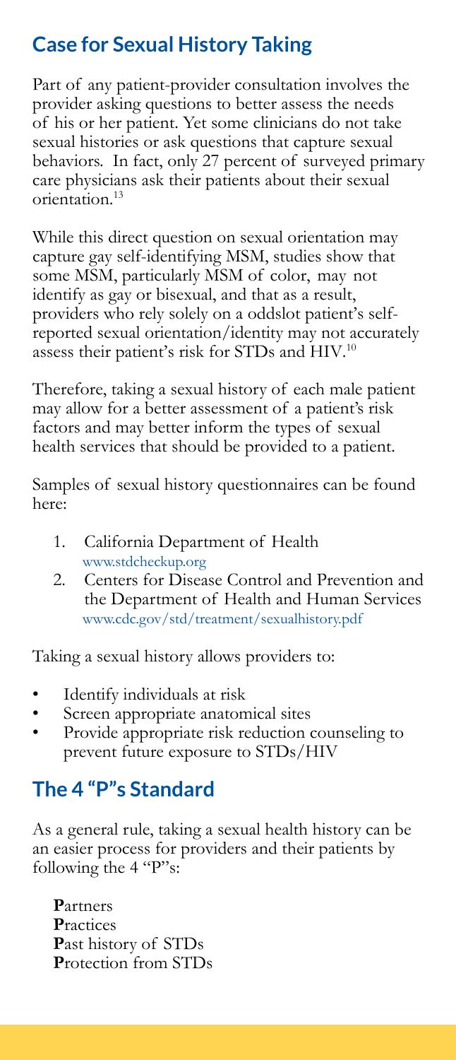## Case for Sexual History Taking

Part of any patient-provider consultation involves the provider asking questions to better assess the needs of his or her patient. Yet some clinicians do not take sexual histories or ask questions that capture sexual behaviors. In fact, only 27 percent of surveyed primary care physicians ask their patients about their sexual orientation.[13]

While this direct question on sexual orientation may capture gay self-identifying MSM, studies show that some MSM, particularly MSM of color, may not identify as gay or bisexual, and that as a result, providers who rely solely on a oddslot patient's self-reported sexual orientation/identity may not accurately assess their patient's risk for STDs and HIV.[10]

Therefore, taking a sexual history of each male patient may allow for a better assessment of a patient's risk factors and may better inform the types of sexual health services that should be provided to a patient.

Samples of sexual history questionnaires can be found here:

1. California Department of Health
   www.stdcheckup.org
2. Centers for Disease Control and Prevention and the Department of Health and Human Services
   www.cdc.gov/std/treatment/sexualhistory.pdf

Taking a sexual history allows providers to:

- Identify individuals at risk
- Screen appropriate anatomical sites
- Provide appropriate risk reduction counseling to prevent future exposure to STDs/HIV

## The 4 "P"s Standard

As a general rule, taking a sexual health history can be an easier process for providers and their patients by following the 4 "P"s:

**P**artners
**P**ractices
**P**ast history of STDs
**P**rotection from STDs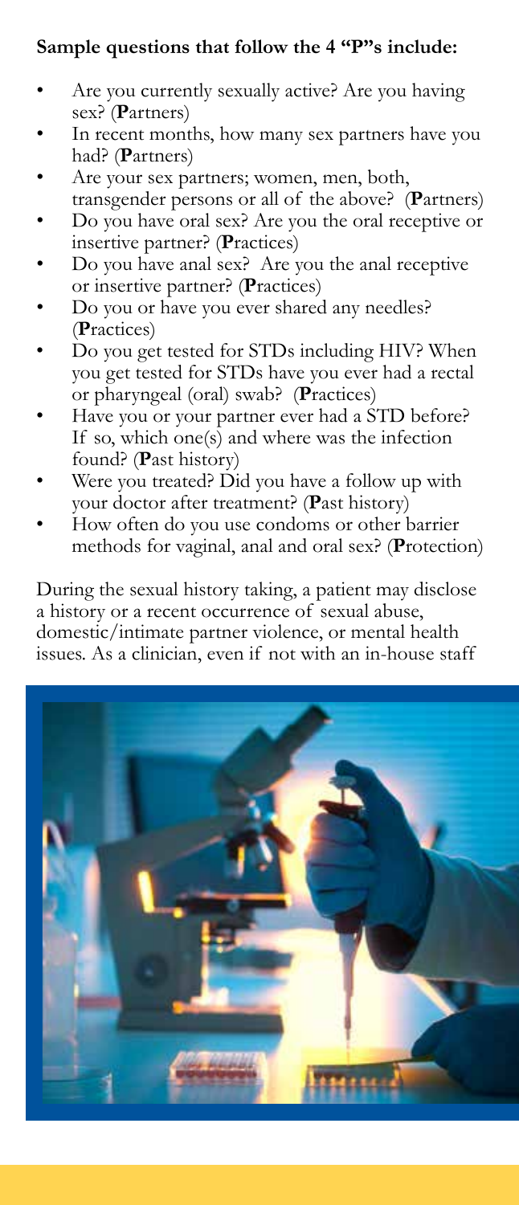**Sample questions that follow the 4 "P"s include:**

- Are you currently sexually active? Are you having sex? (**P**artners)
- In recent months, how many sex partners have you had? (**P**artners)
- Are your sex partners; women, men, both, transgender persons or all of the above? (**P**artners)
- Do you have oral sex? Are you the oral receptive or insertive partner? (**P**ractices)
- Do you have anal sex? Are you the anal receptive or insertive partner? (**P**ractices)
- Do you or have you ever shared any needles? (**P**ractices)
- Do you get tested for STDs including HIV? When you get tested for STDs have you ever had a rectal or pharyngeal (oral) swab? (**P**ractices)
- Have you or your partner ever had a STD before? If so, which one(s) and where was the infection found? (**P**ast history)
- Were you treated? Did you have a follow up with your doctor after treatment? (**P**ast history)
- How often do you use condoms or other barrier methods for vaginal, anal and oral sex? (**P**rotection)

During the sexual history taking, a patient may disclose a history or a recent occurrence of sexual abuse, domestic/intimate partner violence, or mental health issues. As a clinician, even if not with an in-house staff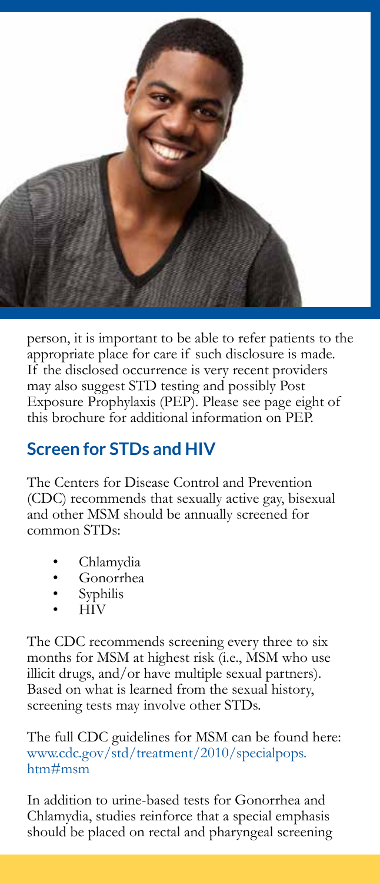person, it is important to be able to refer patients to the appropriate place for care if such disclosure is made. If the disclosed occurrence is very recent providers may also suggest STD testing and possibly Post Exposure Prophylaxis (PEP). Please see page eight of this brochure for additional information on PEP.

## Screen for STDs and HIV

The Centers for Disease Control and Prevention (CDC) recommends that sexually active gay, bisexual and other MSM should be annually screened for common STDs:

- Chlamydia
- Gonorrhea
- Syphilis
- HIV

The CDC recommends screening every three to six months for MSM at highest risk (i.e., MSM who use illicit drugs, and/or have multiple sexual partners). Based on what is learned from the sexual history, screening tests may involve other STDs.

The full CDC guidelines for MSM can be found here: www.cdc.gov/std/treatment/2010/specialpops.htm#msm

In addition to urine-based tests for Gonorrhea and Chlamydia, studies reinforce that a special emphasis should be placed on rectal and pharyngeal screening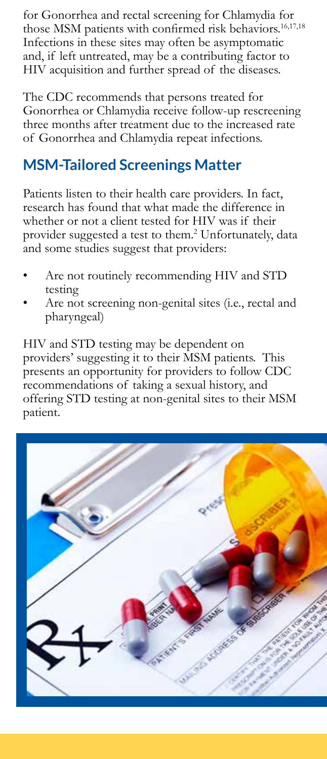for Gonorrhea and rectal screening for Chlamydia for those MSM patients with confirmed risk behaviors.[16,17,18] Infections in these sites may often be asymptomatic and, if left untreated, may be a contributing factor to HIV acquisition and further spread of the diseases.

The CDC recommends that persons treated for Gonorrhea or Chlamydia receive follow-up rescreening three months after treatment due to the increased rate of Gonorrhea and Chlamydia repeat infections.

## MSM-Tailored Screenings Matter

Patients listen to their health care providers. In fact, research has found that what made the difference in whether or not a client tested for HIV was if their provider suggested a test to them.[2] Unfortunately, data and some studies suggest that providers:

- Are not routinely recommending HIV and STD testing
- Are not screening non-genital sites (i.e., rectal and pharyngeal)

HIV and STD testing may be dependent on providers' suggesting it to their MSM patients. This presents an opportunity for providers to follow CDC recommendations of taking a sexual history, and offering STD testing at non-genital sites to their MSM patient.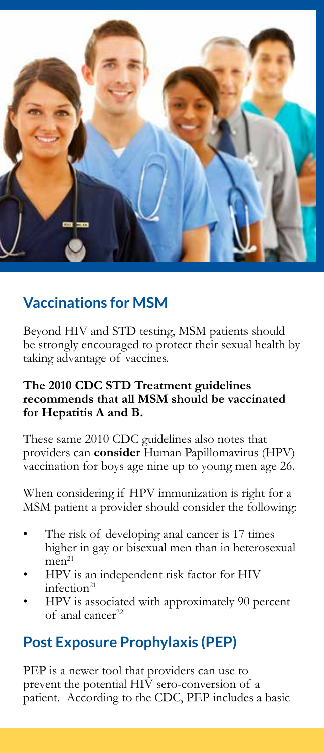## Vaccinations for MSM

Beyond HIV and STD testing, MSM patients should be strongly encouraged to protect their sexual health by taking advantage of vaccines.

**The 2010 CDC STD Treatment guidelines recommends that all MSM should be vaccinated for Hepatitis A and B.**

These same 2010 CDC guidelines also notes that providers can **consider** Human Papillomavirus (HPV) vaccination for boys age nine up to young men age 26.

When considering if HPV immunization is right for a MSM patient a provider should consider the following:

- The risk of developing anal cancer is 17 times higher in gay or bisexual men than in heterosexual men[21]
- HPV is an independent risk factor for HIV infection[21]
- HPV is associated with approximately 90 percent of anal cancer[22]

## Post Exposure Prophylaxis (PEP)

PEP is a newer tool that providers can use to prevent the potential HIV sero-conversion of a patient. According to the CDC, PEP includes a basic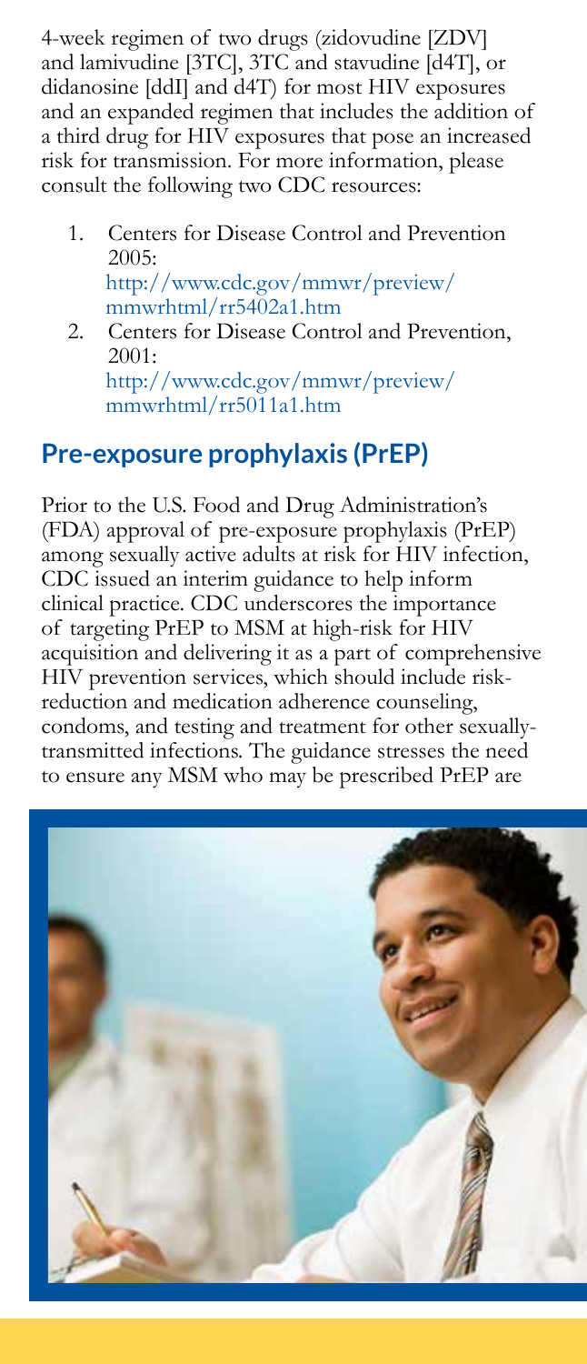4-week regimen of two drugs (zidovudine [ZDV] and lamivudine [3TC], 3TC and stavudine [d4T], or didanosine [ddI] and d4T) for most HIV exposures and an expanded regimen that includes the addition of a third drug for HIV exposures that pose an increased risk for transmission. For more information, please consult the following two CDC resources:

1. Centers for Disease Control and Prevention 2005: http://www.cdc.gov/mmwr/preview/mmwrhtml/rr5402a1.htm
2. Centers for Disease Control and Prevention, 2001: http://www.cdc.gov/mmwr/preview/mmwrhtml/rr5011a1.htm

## Pre-exposure prophylaxis (PrEP)

Prior to the U.S. Food and Drug Administration's (FDA) approval of pre-exposure prophylaxis (PrEP) among sexually active adults at risk for HIV infection, CDC issued an interim guidance to help inform clinical practice. CDC underscores the importance of targeting PrEP to MSM at high-risk for HIV acquisition and delivering it as a part of comprehensive HIV prevention services, which should include risk-reduction and medication adherence counseling, condoms, and testing and treatment for other sexually-transmitted infections. The guidance stresses the need to ensure any MSM who may be prescribed PrEP are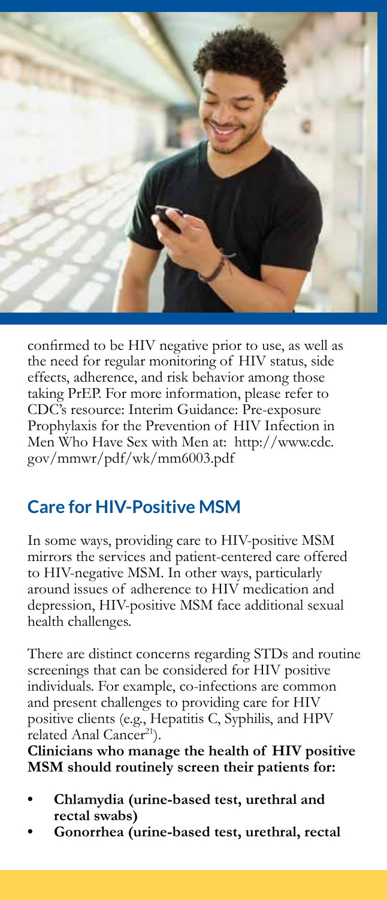confirmed to be HIV negative prior to use, as well as the need for regular monitoring of HIV status, side effects, adherence, and risk behavior among those taking PrEP. For more information, please refer to CDC's resource: Interim Guidance: Pre-exposure Prophylaxis for the Prevention of HIV Infection in Men Who Have Sex with Men at: http://www.cdc.gov/mmwr/pdf/wk/mm6003.pdf

## Care for HIV-Positive MSM

In some ways, providing care to HIV-positive MSM mirrors the services and patient-centered care offered to HIV-negative MSM. In other ways, particularly around issues of adherence to HIV medication and depression, HIV-positive MSM face additional sexual health challenges.

There are distinct concerns regarding STDs and routine screenings that can be considered for HIV positive individuals. For example, co-infections are common and present challenges to providing care for HIV positive clients (e.g., Hepatitis C, Syphilis, and HPV related Anal Cancer[21]).

**Clinicians who manage the health of HIV positive MSM should routinely screen their patients for:**

- **Chlamydia (urine-based test, urethral and rectal swabs)**
- **Gonorrhea (urine-based test, urethral, rectal**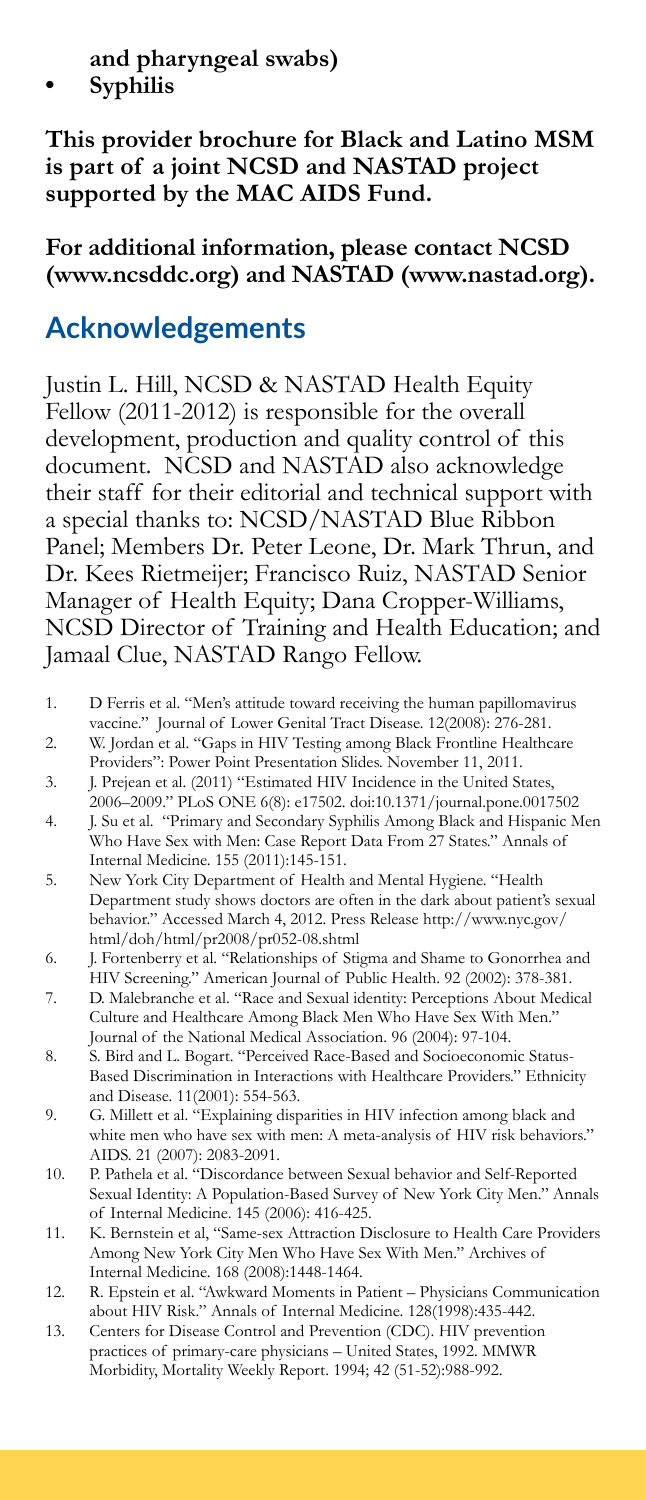**and pharyngeal swabs)**

- **Syphilis**

**This provider brochure for Black and Latino MSM is part of a joint NCSD and NASTAD project supported by the MAC AIDS Fund.**

**For additional information, please contact NCSD (www.ncsddc.org) and NASTAD (www.nastad.org).**

## Acknowledgements

Justin L. Hill, NCSD & NASTAD Health Equity Fellow (2011-2012) is responsible for the overall development, production and quality control of this document. NCSD and NASTAD also acknowledge their staff for their editorial and technical support with a special thanks to: NCSD/NASTAD Blue Ribbon Panel; Members Dr. Peter Leone, Dr. Mark Thrun, and Dr. Kees Rietmeijer; Francisco Ruiz, NASTAD Senior Manager of Health Equity; Dana Cropper-Williams, NCSD Director of Training and Health Education; and Jamaal Clue, NASTAD Rango Fellow.

1. D Ferris et al. "Men's attitude toward receiving the human papillomavirus vaccine." Journal of Lower Genital Tract Disease. 12(2008): 276-281.
2. W. Jordan et al. "Gaps in HIV Testing among Black Frontline Healthcare Providers": Power Point Presentation Slides. November 11, 2011.
3. J. Prejean et al. (2011) "Estimated HIV Incidence in the United States, 2006–2009." PLoS ONE 6(8): e17502. doi:10.1371/journal.pone.0017502
4. J. Su et al. "Primary and Secondary Syphilis Among Black and Hispanic Men Who Have Sex with Men: Case Report Data From 27 States." Annals of Internal Medicine. 155 (2011):145-151.
5. New York City Department of Health and Mental Hygiene. "Health Department study shows doctors are often in the dark about patient's sexual behavior." Accessed March 4, 2012. Press Release http://www.nyc.gov/html/doh/html/pr2008/pr052-08.shtml
6. J. Fortenberry et al. "Relationships of Stigma and Shame to Gonorrhea and HIV Screening." American Journal of Public Health. 92 (2002): 378-381.
7. D. Malebranche et al. "Race and Sexual identity: Perceptions About Medical Culture and Healthcare Among Black Men Who Have Sex With Men." Journal of the National Medical Association. 96 (2004): 97-104.
8. S. Bird and L. Bogart. "Perceived Race-Based and Socioeconomic Status-Based Discrimination in Interactions with Healthcare Providers." Ethnicity and Disease. 11(2001): 554-563.
9. G. Millett et al. "Explaining disparities in HIV infection among black and white men who have sex with men: A meta-analysis of HIV risk behaviors." AIDS. 21 (2007): 2083-2091.
10. P. Pathela et al. "Discordance between Sexual behavior and Self-Reported Sexual Identity: A Population-Based Survey of New York City Men." Annals of Internal Medicine. 145 (2006): 416-425.
11. K. Bernstein et al, "Same-sex Attraction Disclosure to Health Care Providers Among New York City Men Who Have Sex With Men." Archives of Internal Medicine. 168 (2008):1448-1464.
12. R. Epstein et al. "Awkward Moments in Patient – Physicians Communication about HIV Risk." Annals of Internal Medicine. 128(1998):435-442.
13. Centers for Disease Control and Prevention (CDC). HIV prevention practices of primary-care physicians – United States, 1992. MMWR Morbidity, Mortality Weekly Report. 1994; 42 (51-52):988-992.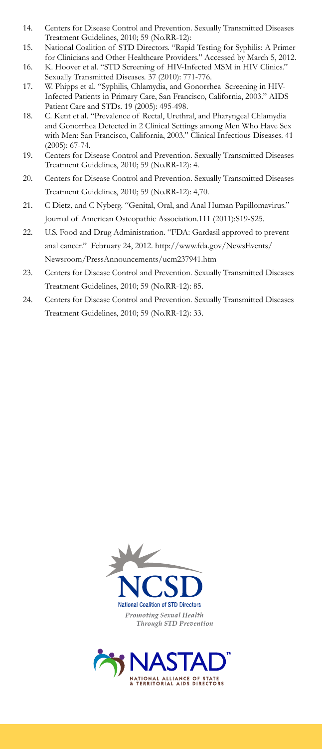14. Centers for Disease Control and Prevention. Sexually Transmitted Diseases Treatment Guidelines, 2010; 59 (No.RR-12):
15. National Coalition of STD Directors. "Rapid Testing for Syphilis: A Primer for Clinicians and Other Healthcare Providers." Accessed by March 5, 2012.
16. K. Hoover et al. "STD Screening of HIV-Infected MSM in HIV Clinics." Sexually Transmitted Diseases. 37 (2010): 771-776.
17. W. Phipps et al. "Syphilis, Chlamydia, and Gonorrhea Screening in HIV-Infected Patients in Primary Care, San Francisco, California, 2003." AIDS Patient Care and STDs. 19 (2005): 495-498.
18. C. Kent et al. "Prevalence of Rectal, Urethral, and Pharyngeal Chlamydia and Gonorrhea Detected in 2 Clinical Settings among Men Who Have Sex with Men: San Francisco, California, 2003." Clinical Infectious Diseases. 41 (2005): 67-74.
19. Centers for Disease Control and Prevention. Sexually Transmitted Diseases Treatment Guidelines, 2010; 59 (No.RR-12): 4.
20. Centers for Disease Control and Prevention. Sexually Transmitted Diseases Treatment Guidelines, 2010; 59 (No.RR-12): 4,70.
21. C Dietz, and C Nyberg. "Genital, Oral, and Anal Human Papillomavirus." Journal of American Osteopathic Association.111 (2011):S19-S25.
22. U.S. Food and Drug Administration. "FDA: Gardasil approved to prevent anal cancer." February 24, 2012. http://www.fda.gov/NewsEvents/Newsroom/PressAnnouncements/ucm237941.htm
23. Centers for Disease Control and Prevention. Sexually Transmitted Diseases Treatment Guidelines, 2010; 59 (No.RR-12): 85.
24. Centers for Disease Control and Prevention. Sexually Transmitted Diseases Treatment Guidelines, 2010; 59 (No.RR-12): 33.

NCSD

National Coalition of STD Directors

*Promoting Sexual Health Through STD Prevention*

NASTAD™

NATIONAL ALLIANCE OF STATE & TERRITORIAL AIDS DIRECTORS